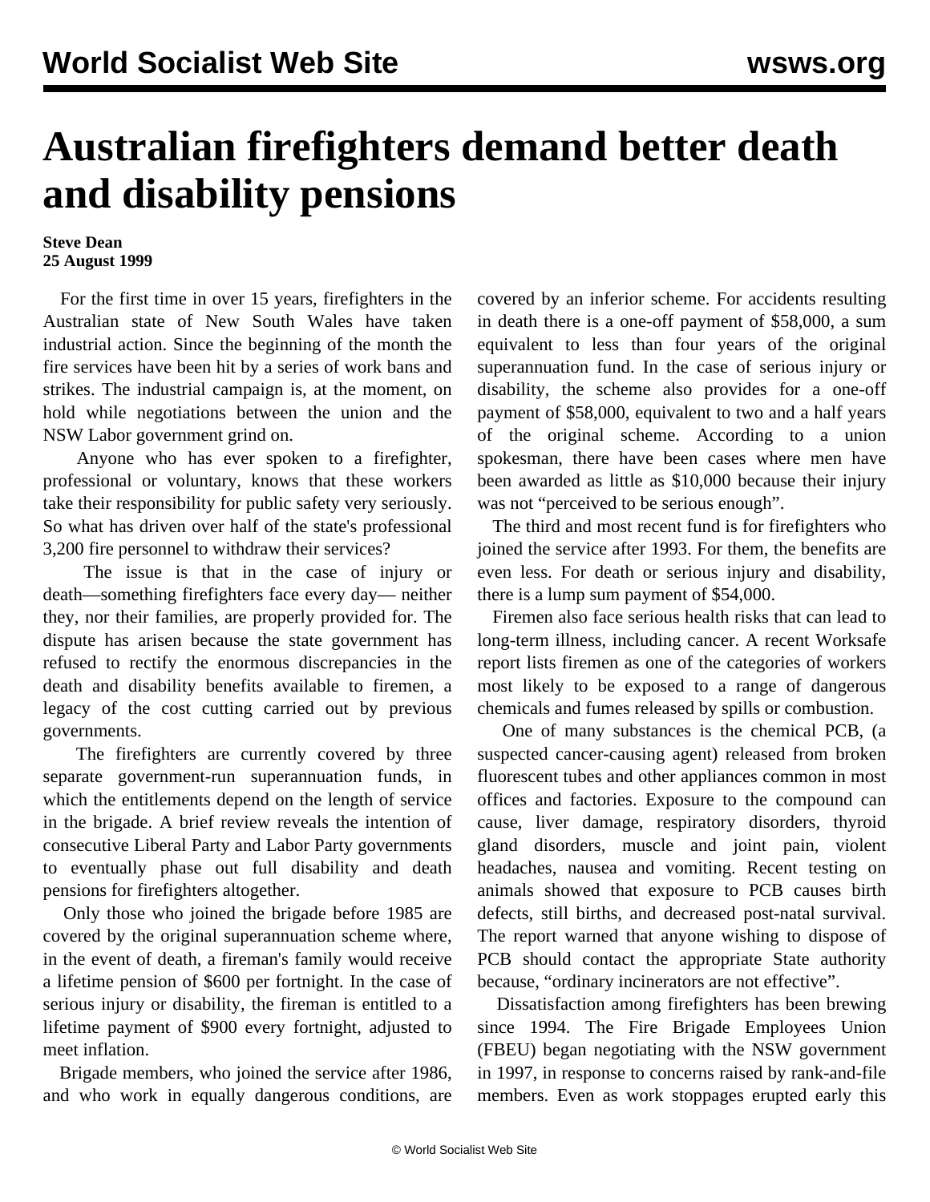# Australian firefighters demand better death and disability pensions

**Steve Dean**
**25 August 1999**

For the first time in over 15 years, firefighters in the Australian state of New South Wales have taken industrial action. Since the beginning of the month the fire services have been hit by a series of work bans and strikes. The industrial campaign is, at the moment, on hold while negotiations between the union and the NSW Labor government grind on.

Anyone who has ever spoken to a firefighter, professional or voluntary, knows that these workers take their responsibility for public safety very seriously. So what has driven over half of the state's professional 3,200 fire personnel to withdraw their services?

The issue is that in the case of injury or death—something firefighters face every day— neither they, nor their families, are properly provided for. The dispute has arisen because the state government has refused to rectify the enormous discrepancies in the death and disability benefits available to firemen, a legacy of the cost cutting carried out by previous governments.

The firefighters are currently covered by three separate government-run superannuation funds, in which the entitlements depend on the length of service in the brigade. A brief review reveals the intention of consecutive Liberal Party and Labor Party governments to eventually phase out full disability and death pensions for firefighters altogether.

Only those who joined the brigade before 1985 are covered by the original superannuation scheme where, in the event of death, a fireman's family would receive a lifetime pension of $600 per fortnight. In the case of serious injury or disability, the fireman is entitled to a lifetime payment of $900 every fortnight, adjusted to meet inflation.

Brigade members, who joined the service after 1986, and who work in equally dangerous conditions, are covered by an inferior scheme. For accidents resulting in death there is a one-off payment of $58,000, a sum equivalent to less than four years of the original superannuation fund. In the case of serious injury or disability, the scheme also provides for a one-off payment of $58,000, equivalent to two and a half years of the original scheme. According to a union spokesman, there have been cases where men have been awarded as little as $10,000 because their injury was not "perceived to be serious enough".

The third and most recent fund is for firefighters who joined the service after 1993. For them, the benefits are even less. For death or serious injury and disability, there is a lump sum payment of $54,000.

Firemen also face serious health risks that can lead to long-term illness, including cancer. A recent Worksafe report lists firemen as one of the categories of workers most likely to be exposed to a range of dangerous chemicals and fumes released by spills or combustion.

One of many substances is the chemical PCB, (a suspected cancer-causing agent) released from broken fluorescent tubes and other appliances common in most offices and factories. Exposure to the compound can cause, liver damage, respiratory disorders, thyroid gland disorders, muscle and joint pain, violent headaches, nausea and vomiting. Recent testing on animals showed that exposure to PCB causes birth defects, still births, and decreased post-natal survival. The report warned that anyone wishing to dispose of PCB should contact the appropriate State authority because, "ordinary incinerators are not effective".

Dissatisfaction among firefighters has been brewing since 1994. The Fire Brigade Employees Union (FBEU) began negotiating with the NSW government in 1997, in response to concerns raised by rank-and-file members. Even as work stoppages erupted early this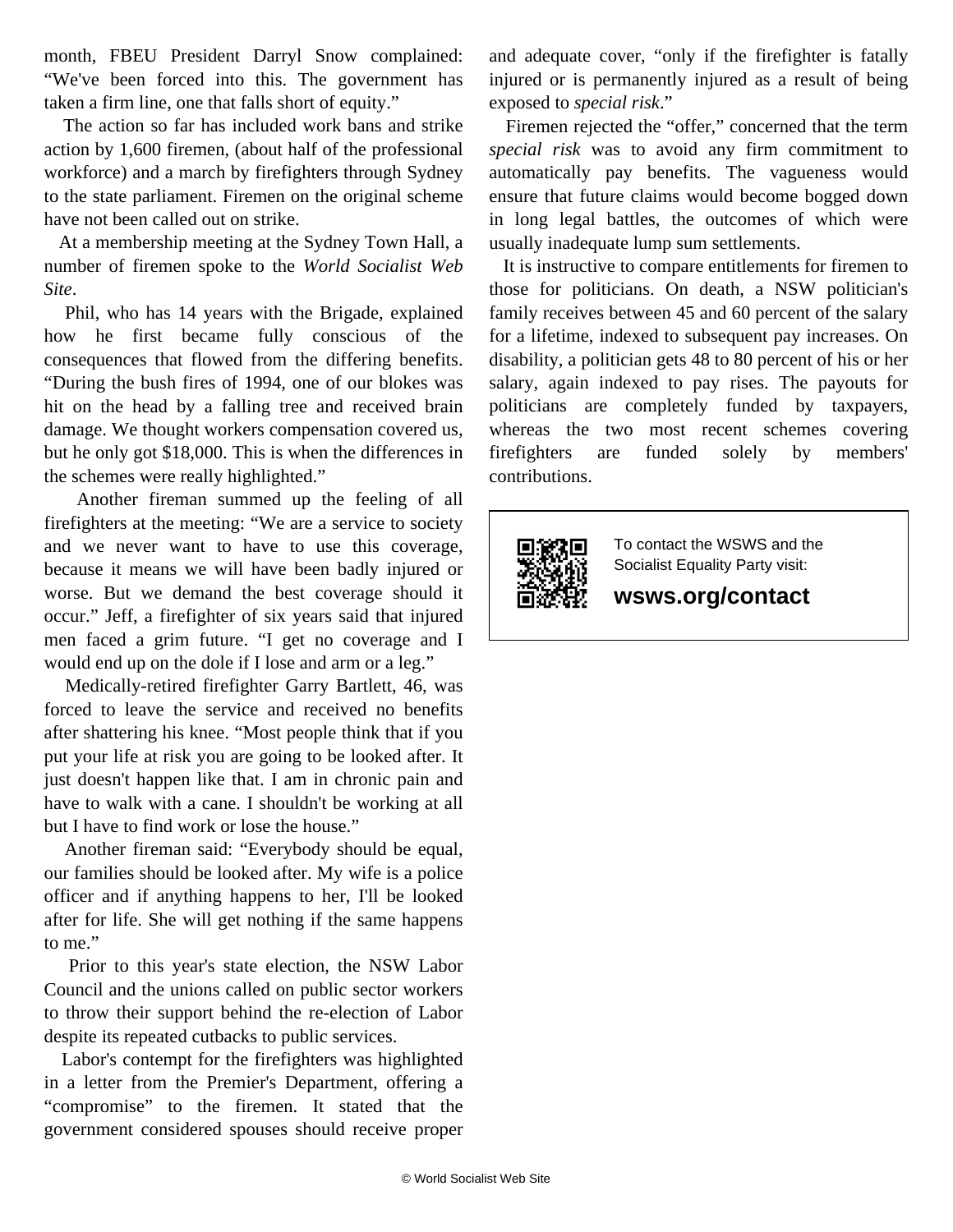month, FBEU President Darryl Snow complained: “We've been forced into this. The government has taken a firm line, one that falls short of equity.”

The action so far has included work bans and strike action by 1,600 firemen, (about half of the professional workforce) and a march by firefighters through Sydney to the state parliament. Firemen on the original scheme have not been called out on strike.

At a membership meeting at the Sydney Town Hall, a number of firemen spoke to the *World Socialist Web Site*.

Phil, who has 14 years with the Brigade, explained how he first became fully conscious of the consequences that flowed from the differing benefits. “During the bush fires of 1994, one of our blokes was hit on the head by a falling tree and received brain damage. We thought workers compensation covered us, but he only got $18,000. This is when the differences in the schemes were really highlighted.”

Another fireman summed up the feeling of all firefighters at the meeting: “We are a service to society and we never want to have to use this coverage, because it means we will have been badly injured or worse. But we demand the best coverage should it occur.” Jeff, a firefighter of six years said that injured men faced a grim future. “I get no coverage and I would end up on the dole if I lose and arm or a leg.”

Medically-retired firefighter Garry Bartlett, 46, was forced to leave the service and received no benefits after shattering his knee. “Most people think that if you put your life at risk you are going to be looked after. It just doesn't happen like that. I am in chronic pain and have to walk with a cane. I shouldn't be working at all but I have to find work or lose the house.”

Another fireman said: “Everybody should be equal, our families should be looked after. My wife is a police officer and if anything happens to her, I'll be looked after for life. She will get nothing if the same happens to me.”

Prior to this year's state election, the NSW Labor Council and the unions called on public sector workers to throw their support behind the re-election of Labor despite its repeated cutbacks to public services.

Labor's contempt for the firefighters was highlighted in a letter from the Premier's Department, offering a “compromise” to the firemen. It stated that the government considered spouses should receive proper and adequate cover, “only if the firefighter is fatally injured or is permanently injured as a result of being exposed to *special risk*.”

Firemen rejected the “offer,” concerned that the term *special risk* was to avoid any firm commitment to automatically pay benefits. The vagueness would ensure that future claims would become bogged down in long legal battles, the outcomes of which were usually inadequate lump sum settlements.

It is instructive to compare entitlements for firemen to those for politicians. On death, a NSW politician's family receives between 45 and 60 percent of the salary for a lifetime, indexed to subsequent pay increases. On disability, a politician gets 48 to 80 percent of his or her salary, again indexed to pay rises. The payouts for politicians are completely funded by taxpayers, whereas the two most recent schemes covering firefighters are funded solely by members' contributions.

To contact the WSWS and the Socialist Equality Party visit:

**wsws.org/contact**